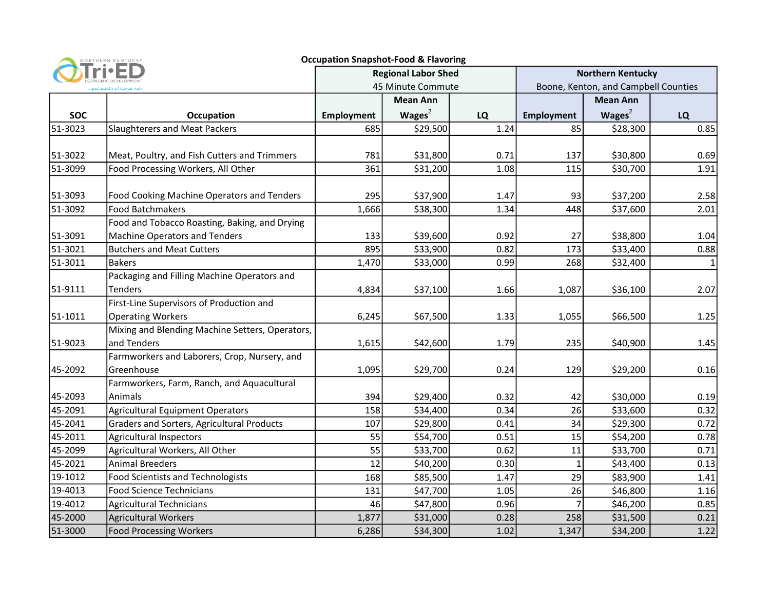Northern Kentucky Tri-ED Economic Development ...just south of Cincinnati

## Occupation Snapshot-Food & Flavoring

| SOC | Occupation | Regional Labor Shed 45 Minute Commute | | | Northern Kentucky Boone, Kenton, and Campbell Counties | | |
|---|---|---|---|---|---|---|---|
| | | Employment | Mean Ann Wages[2] | LQ | Employment | Mean Ann Wages[2] | LQ |
| 51-3023 | Slaughterers and Meat Packers | 685 | $29,500 | 1.24 | 85 | $28,300 | 0.85 |
| 51-3022 | Meat, Poultry, and Fish Cutters and Trimmers | 781 | $31,800 | 0.71 | 137 | $30,800 | 0.69 |
| 51-3099 | Food Processing Workers, All Other | 361 | $31,200 | 1.08 | 115 | $30,700 | 1.91 |
| 51-3093 | Food Cooking Machine Operators and Tenders | 295 | $37,900 | 1.47 | 93 | $37,200 | 2.58 |
| 51-3092 | Food Batchmakers | 1,666 | $38,300 | 1.34 | 448 | $37,600 | 2.01 |
| 51-3091 | Food and Tobacco Roasting, Baking, and Drying Machine Operators and Tenders | 133 | $39,600 | 0.92 | 27 | $38,800 | 1.04 |
| 51-3021 | Butchers and Meat Cutters | 895 | $33,900 | 0.82 | 173 | $33,400 | 0.88 |
| 51-3011 | Bakers | 1,470 | $33,000 | 0.99 | 268 | $32,400 | 1 |
| 51-9111 | Packaging and Filling Machine Operators and Tenders | 4,834 | $37,100 | 1.66 | 1,087 | $36,100 | 2.07 |
| 51-1011 | First-Line Supervisors of Production and Operating Workers | 6,245 | $67,500 | 1.33 | 1,055 | $66,500 | 1.25 |
| 51-9023 | Mixing and Blending Machine Setters, Operators, and Tenders | 1,615 | $42,600 | 1.79 | 235 | $40,900 | 1.45 |
| 45-2092 | Farmworkers and Laborers, Crop, Nursery, and Greenhouse | 1,095 | $29,700 | 0.24 | 129 | $29,200 | 0.16 |
| 45-2093 | Farmworkers, Farm, Ranch, and Aquacultural Animals | 394 | $29,400 | 0.32 | 42 | $30,000 | 0.19 |
| 45-2091 | Agricultural Equipment Operators | 158 | $34,400 | 0.34 | 26 | $33,600 | 0.32 |
| 45-2041 | Graders and Sorters, Agricultural Products | 107 | $29,800 | 0.41 | 34 | $29,300 | 0.72 |
| 45-2011 | Agricultural Inspectors | 55 | $54,700 | 0.51 | 15 | $54,200 | 0.78 |
| 45-2099 | Agricultural Workers, All Other | 55 | $33,700 | 0.62 | 11 | $33,700 | 0.71 |
| 45-2021 | Animal Breeders | 12 | $40,200 | 0.30 | 1 | $43,400 | 0.13 |
| 19-1012 | Food Scientists and Technologists | 168 | $85,500 | 1.47 | 29 | $83,900 | 1.41 |
| 19-4013 | Food Science Technicians | 131 | $47,700 | 1.05 | 26 | $46,800 | 1.16 |
| 19-4012 | Agricultural Technicians | 46 | $47,800 | 0.96 | 7 | $46,200 | 0.85 |
| 45-2000 | Agricultural Workers | 1,877 | $31,000 | 0.28 | 258 | $31,500 | 0.21 |
| 51-3000 | Food Processing Workers | 6,286 | $34,300 | 1.02 | 1,347 | $34,200 | 1.22 |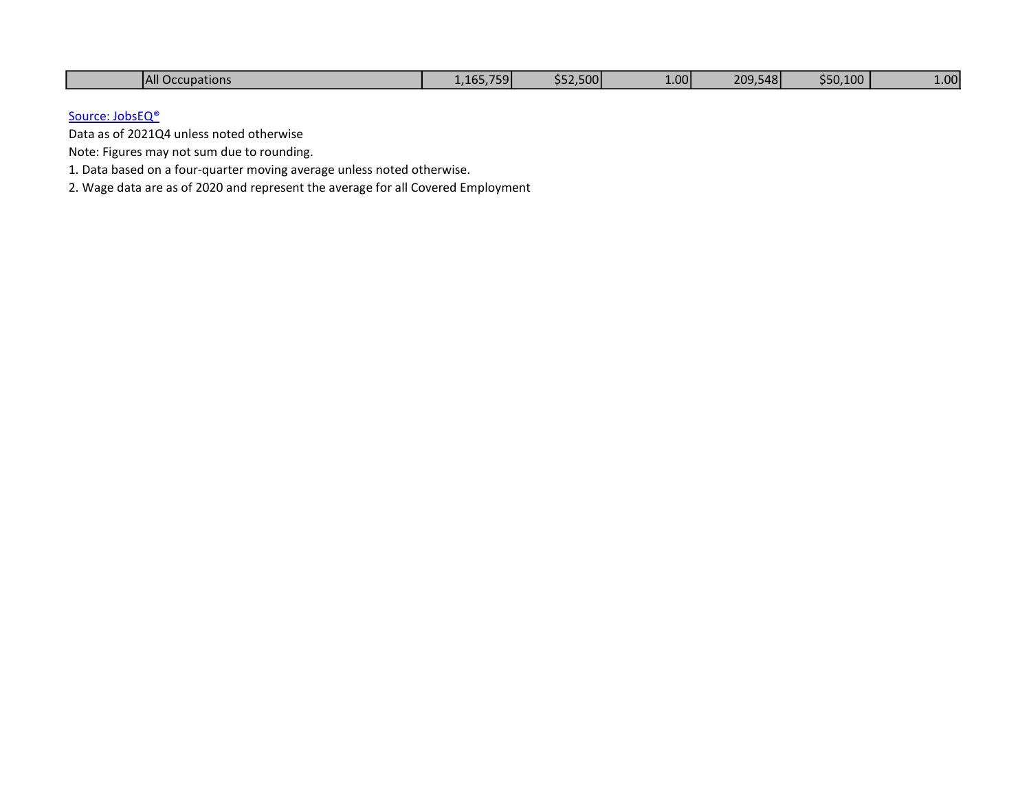| | | | | | | | |
|---|---|---|---|---|---|---|---|
| | All Occupations | 1,165,759 | $52,500 | 1.00 | 209,548 | $50,100 | 1.00 |

[Source: JobsEQ®](Source: JobsEQ®)

Data as of 2021Q4 unless noted otherwise

Note: Figures may not sum due to rounding.

1. Data based on a four-quarter moving average unless noted otherwise.
2. Wage data are as of 2020 and represent the average for all Covered Employment